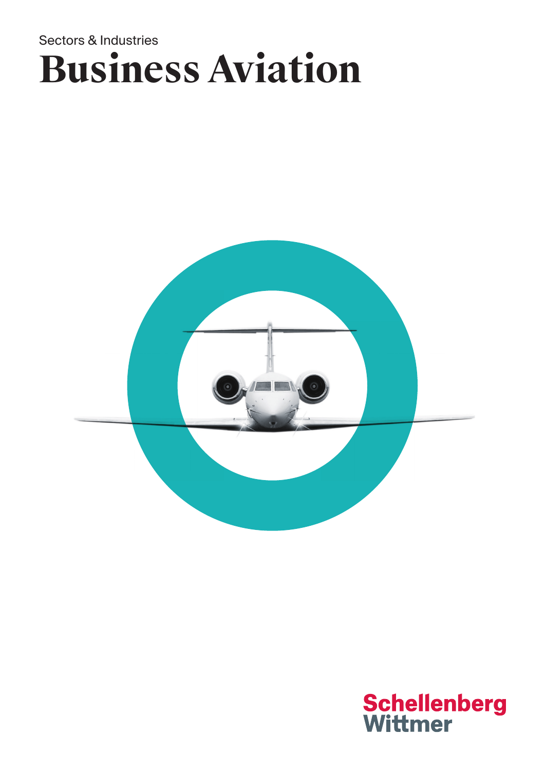Sectors & Industries

# Business Aviation

Schellenberg Wittmer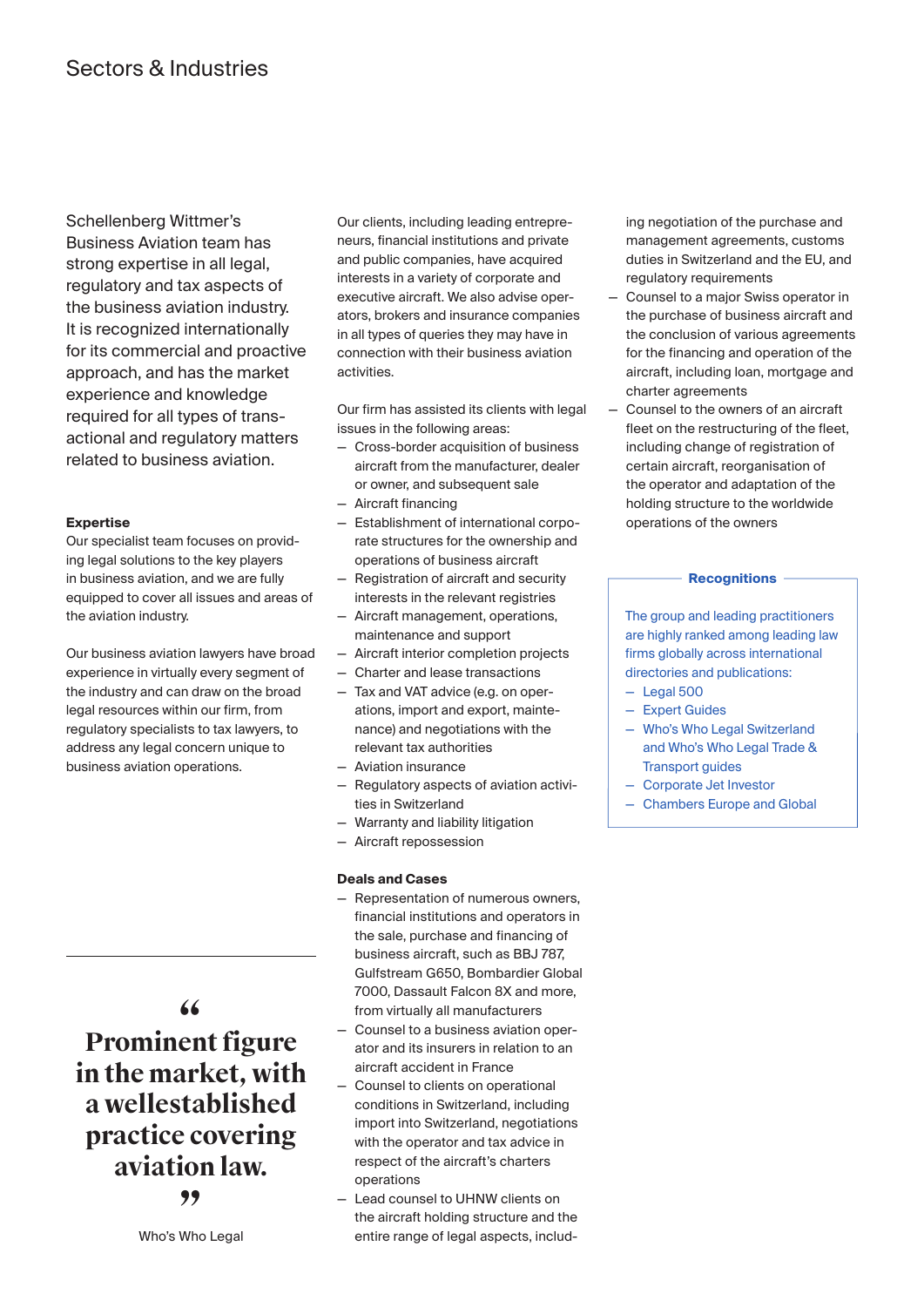# Sectors & Industries

Schellenberg Wittmer's Business Aviation team has strong expertise in all legal, regulatory and tax aspects of the business aviation industry. It is recognized internationally for its commercial and proactive approach, and has the market experience and knowledge required for all types of transactional and regulatory matters related to business aviation.

### Expertise

Our specialist team focuses on providing legal solutions to the key players in business aviation, and we are fully equipped to cover all issues and areas of the aviation industry.

Our business aviation lawyers have broad experience in virtually every segment of the industry and can draw on the broad legal resources within our firm, from regulatory specialists to tax lawyers, to address any legal concern unique to business aviation operations.

> **Prominent figure in the market, with a wellestablished practice covering aviation law.**
>
> Who's Who Legal

Our clients, including leading entrepreneurs, financial institutions and private and public companies, have acquired interests in a variety of corporate and executive aircraft. We also advise operators, brokers and insurance companies in all types of queries they may have in connection with their business aviation activities.

Our firm has assisted its clients with legal issues in the following areas:

- Cross-border acquisition of business aircraft from the manufacturer, dealer or owner, and subsequent sale
- Aircraft financing
- Establishment of international corporate structures for the ownership and operations of business aircraft
- Registration of aircraft and security interests in the relevant registries
- Aircraft management, operations, maintenance and support
- Aircraft interior completion projects
- Charter and lease transactions
- Tax and VAT advice (e.g. on operations, import and export, maintenance) and negotiations with the relevant tax authorities
- Aviation insurance
- Regulatory aspects of aviation activities in Switzerland
- Warranty and liability litigation
- Aircraft repossession

### Deals and Cases

- Representation of numerous owners, financial institutions and operators in the sale, purchase and financing of business aircraft, such as BBJ 787, Gulfstream G650, Bombardier Global 7000, Dassault Falcon 8X and more, from virtually all manufacturers
- Counsel to a business aviation operator and its insurers in relation to an aircraft accident in France
- Counsel to clients on operational conditions in Switzerland, including import into Switzerland, negotiations with the operator and tax advice in respect of the aircraft's charters operations
- Lead counsel to UHNW clients on the aircraft holding structure and the entire range of legal aspects, including negotiation of the purchase and management agreements, customs duties in Switzerland and the EU, and regulatory requirements
- Counsel to a major Swiss operator in the purchase of business aircraft and the conclusion of various agreements for the financing and operation of the aircraft, including loan, mortgage and charter agreements
- Counsel to the owners of an aircraft fleet on the restructuring of the fleet, including change of registration of certain aircraft, reorganisation of the operator and adaptation of the holding structure to the worldwide operations of the owners

### Recognitions

The group and leading practitioners are highly ranked among leading law firms globally across international directories and publications:

- Legal 500
- Expert Guides
- Who's Who Legal Switzerland and Who's Who Legal Trade & Transport guides
- Corporate Jet Investor
- Chambers Europe and Global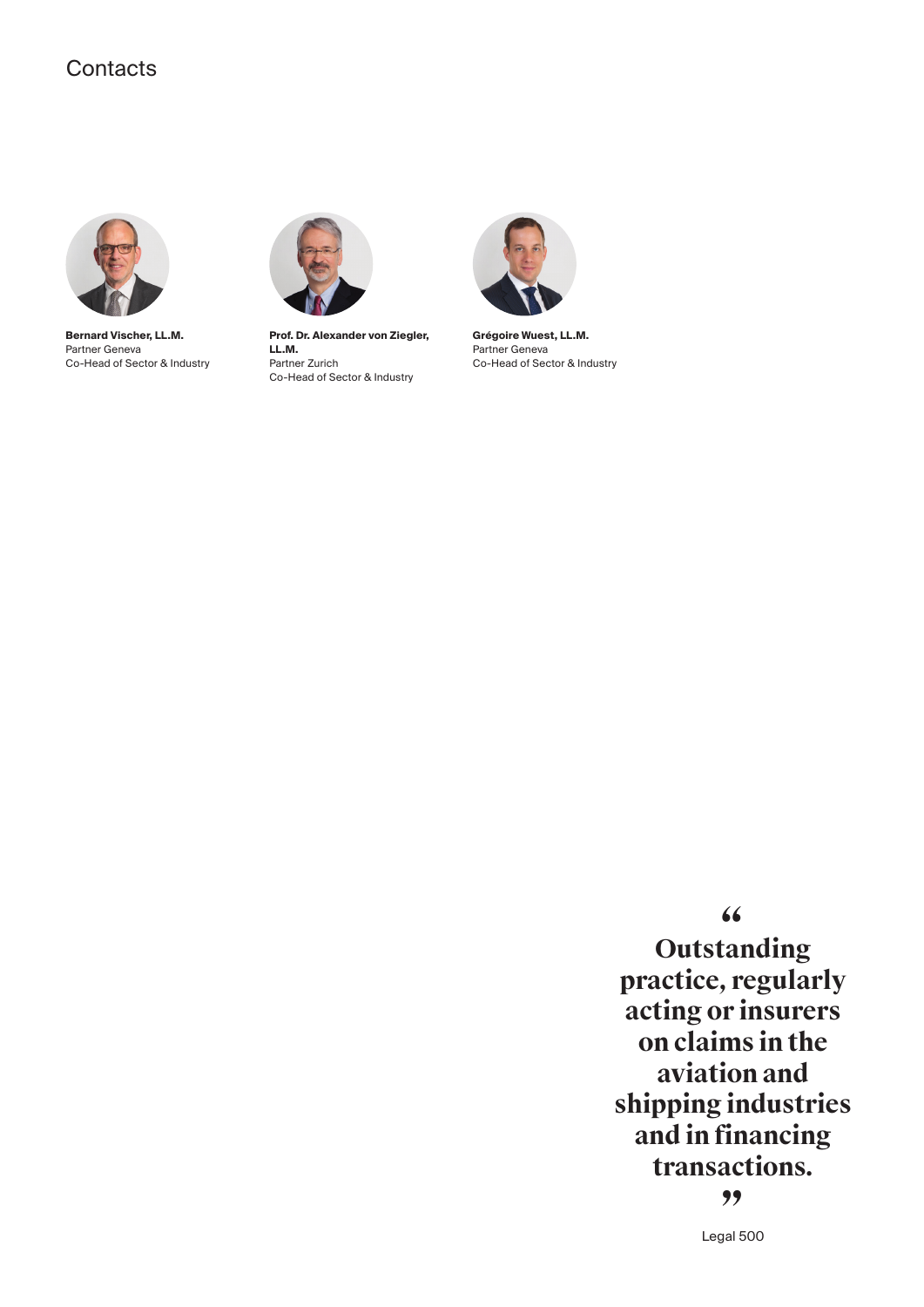# Contacts

**Bernard Vischer, LL.M.**
Partner Geneva
Co-Head of Sector & Industry

**Prof. Dr. Alexander von Ziegler, LL.M.**
Partner Zurich
Co-Head of Sector & Industry

**Grégoire Wuest, LL.M.**
Partner Geneva
Co-Head of Sector & Industry

> **“Outstanding practice, regularly acting or insurers on claims in the aviation and shipping industries and in financing transactions.”**
>
> Legal 500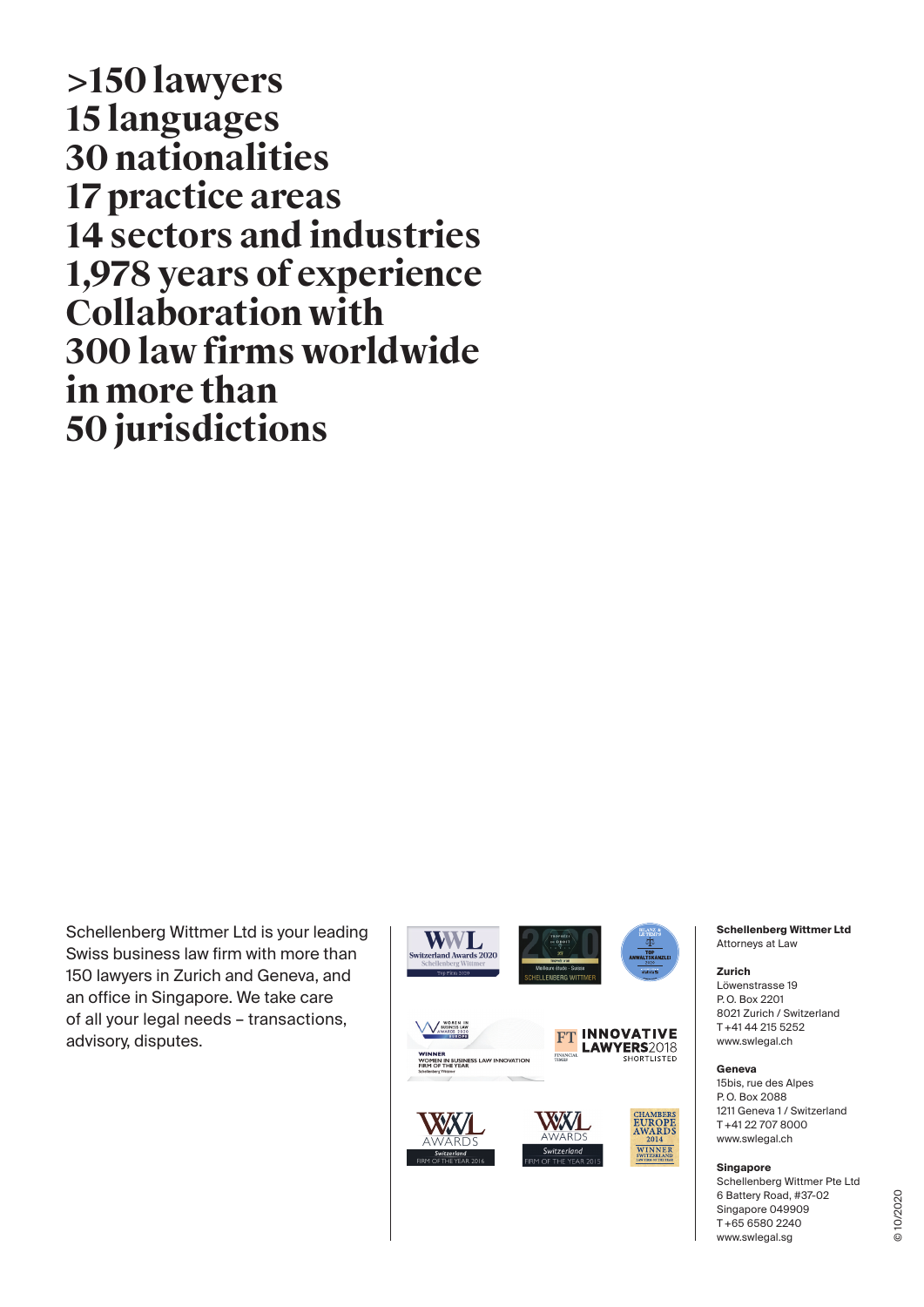# >150 lawyers
# 15 languages
# 30 nationalities
# 17 practice areas
# 14 sectors and industries
# 1,978 years of experience
# Collaboration with 300 law firms worldwide in more than 50 jurisdictions

Schellenberg Wittmer Ltd is your leading Swiss business law firm with more than 150 lawyers in Zurich and Geneva, and an office in Singapore. We take care of all your legal needs – transactions, advisory, disputes.

WWL Switzerland Awards 2020 Schellenberg Wittmer Top Firm 2020

Trophées du Droit 2020 Meilleure étude - Suisse SCHELLENBERG WITTMER

Bilanz & Le Temps Top Anwaltskanzlei 2020

Women in Business Law Awards 2020 Europe – WINNER Women in Business Law Innovation Firm of the Year – Schellenberg Wittmer

FT Innovative Lawyers 2018 Shortlisted

WWL Awards Switzerland Firm of the Year 2016

WWL Awards Switzerland Firm of the Year 2015

Chambers Europe Awards 2014 Winner Switzerland Law Firm of the Year

**Schellenberg Wittmer Ltd**
Attorneys at Law

**Zurich**
Löwenstrasse 19
P. O. Box 2201
8021 Zurich / Switzerland
T +41 44 215 5252
www.swlegal.ch

**Geneva**
15bis, rue des Alpes
P. O. Box 2088
1211 Geneva 1 / Switzerland
T +41 22 707 8000
www.swlegal.ch

**Singapore**
Schellenberg Wittmer Pte Ltd
6 Battery Road, #37-02
Singapore 049909
T +65 6580 2240
www.swlegal.sg

© 10/2020